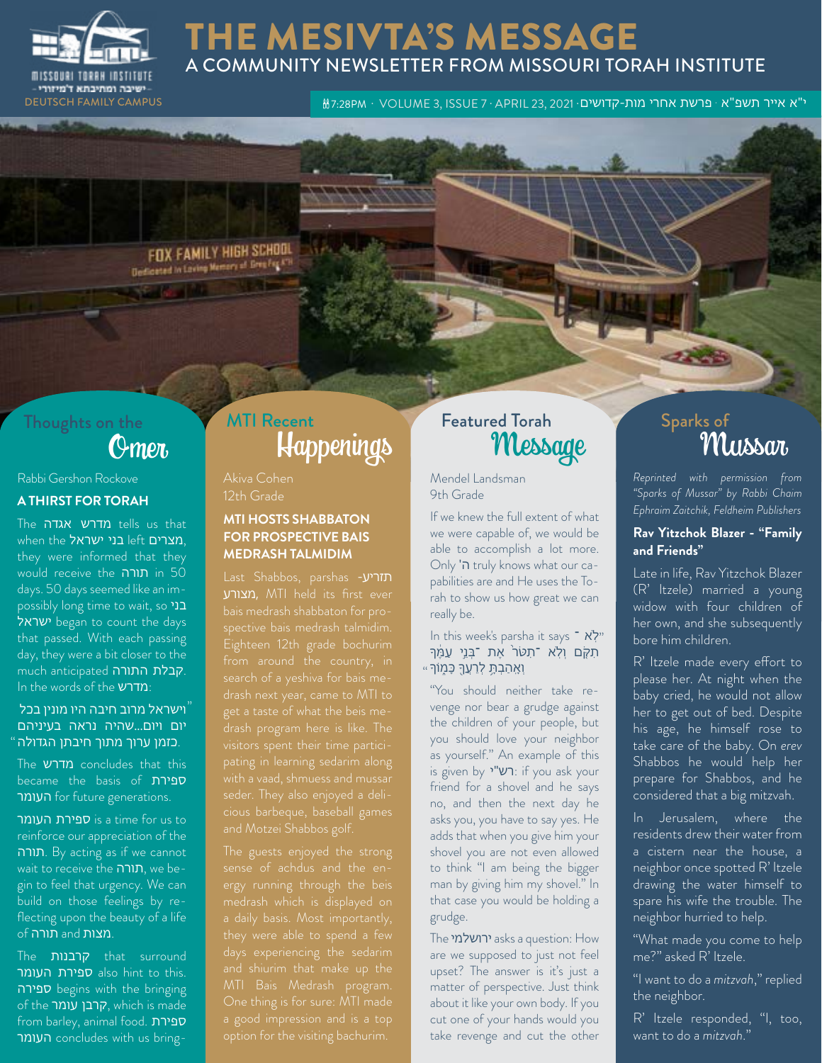# THE MESIVTA'S MESSAGE

## A COMMUNITY NEWSLETTER FROM MISSOURI TORAH INSTITUTE

MISSOURI TORAH INSTITUTE
- ישיבה ומתיבתא ד'מיזורי -
DEUTSCH FAMILY CAMPUS

🕯7:28PM · VOLUME 3, ISSUE 7 · APRIL 23, 2021 · פרשת אחרי מות-קדושים · י"א אייר תשפ"א

## Thoughts on the Omer

Rabbi Gershon Rockove

### A THIRST FOR TORAH

The מדרש אגדה tells us that when the בני ישראל left מצרים, they were informed that they would receive the תורה in 50 days. 50 days seemed like an impossibly long time to wait, so בני ישראל began to count the days that passed. With each passing day, they were a bit closer to the much anticipated קבלת התורה. In the words of the מדרש:

"וישראל מרוב חיבה היו מונין בכל יום ויום...שהיה נראה בעיניהם כזמן ערוך מתוך חיבתן הגדולה."

The מדרש concludes that this became the basis of ספירת העומר for future generations.

ספירת העומר is a time for us to reinforce our appreciation of the תורה. By acting as if we cannot wait to receive the תורה, we begin to feel that urgency. We can build on those feelings by reflecting upon the beauty of a life of תורה and מצות.

The קרבנות that surround ספירת העומר also hint to this. ספירה begins with the bringing of the קרבן עומר, which is made from barley, animal food. ספירת העומר concludes with us bring-

## MTI Recent Happenings

Akiva Cohen
12th Grade

### MTI HOSTS SHABBATON FOR PROSPECTIVE BAIS MEDRASH TALMIDIM

Last Shabbos, parshas תזריע-מצורע, MTI held its first ever bais medrash shabbaton for prospective bais medrash talmidim. Eighteen 12th grade bochurim from around the country, in search of a yeshiva for bais medrash next year, came to MTI to get a taste of what the beis medrash program here is like. The visitors spent their time participating in learning sedarim along with a vaad, shmuess and mussar seder. They also enjoyed a delicious barbeque, baseball games and Motzei Shabbos golf.

The guests enjoyed the strong sense of achdus and the energy running through the beis medrash which is displayed on a daily basis. Most importantly, they were able to spend a few days experiencing the sedarim and shiurim that make up the MTI Bais Medrash program. One thing is for sure: MTI made a good impression and is a top option for the visiting bachurim.

## Featured Torah Message

Mendel Landsman
9th Grade

If we knew the full extent of what we were capable of, we would be able to accomplish a lot more. Only ה' truly knows what our capabilities are and He uses the Torah to show us how great we can really be.

In this week's parsha it says "לֹא־תִקֹּם וְלֹא־תִטֹּר אֶת־בְּנֵי עַמֶּךָ וְאָהַבְתָּ לְרֵעֲךָ כָּמוֹךָ"

"You should neither take revenge nor bear a grudge against the children of your people, but you should love your neighbor as yourself." An example of this is given by רש"י: if you ask your friend for a shovel and he says no, and then the next day he asks you, you have to say yes. He adds that when you give him your shovel you are not even allowed to think "I am being the bigger man by giving him my shovel." In that case you would be holding a grudge.

The ירושלמי asks a question: How are we supposed to just not feel upset? The answer is it's just a matter of perspective. Just think about it like your own body. If you cut one of your hands would you take revenge and cut the other

## Sparks of Mussar

*Reprinted with permission from "Sparks of Mussar" by Rabbi Chaim Ephraim Zaitchik, Feldheim Publishers*

### Rav Yitzchok Blazer - "Family and Friends"

Late in life, Rav Yitzchok Blazer (R' Itzele) married a young widow with four children of her own, and she subsequently bore him children.

R' Itzele made every effort to please her. At night when the baby cried, he would not allow her to get out of bed. Despite his age, he himself rose to take care of the baby. On *erev* Shabbos he would help her prepare for Shabbos, and he considered that a big mitzvah.

In Jerusalem, where the residents drew their water from a cistern near the house, a neighbor once spotted R' Itzele drawing the water himself to spare his wife the trouble. The neighbor hurried to help.

"What made you come to help me?" asked R' Itzele.

"I want to do a *mitzvah*," replied the neighbor.

R' Itzele responded, "I, too, want to do a *mitzvah*."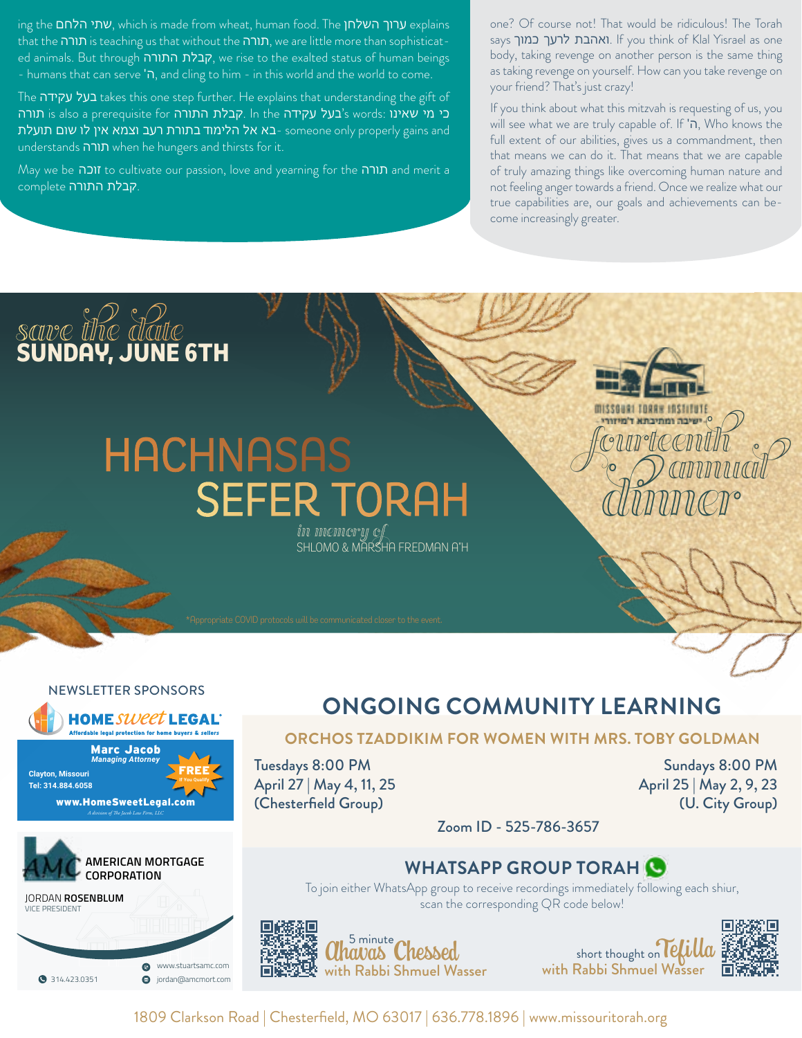ing the שתי הלחם, which is made from wheat, human food. The ערוך השלחן explains that the תורה is teaching us that without the תורה, we are little more than sophisticated animals. But through קבלת התורה, we rise to the exalted status of human beings - humans that can serve ה', and cling to him - in this world and the world to come.

The בעל עקידה takes this one step further. He explains that understanding the gift of תורה is also a prerequisite for קבלת התורה. In the בעל עקידה's words: כי מי שאינו בא אל הלימוד בתורת רעב וצמא אין לו שום תועלת - someone only properly gains and understands תורה when he hungers and thirsts for it.

May we be זוכה to cultivate our passion, love and yearning for the תורה and merit a complete קבלת התורה.

one? Of course not! That would be ridiculous! The Torah says ואהבת לרעך כמוך. If you think of Klal Yisrael as one body, taking revenge on another person is the same thing as taking revenge on yourself. How can you take revenge on your friend? That's just crazy!

If you think about what this mitzvah is requesting of us, you will see what we are truly capable of. If ה', Who knows the full extent of our abilities, gives us a commandment, then that means we can do it. That means that we are capable of truly amazing things like overcoming human nature and not feeling anger towards a friend. Once we realize what our true capabilities are, our goals and achievements can become increasingly greater.

*save the date*

**SUNDAY, JUNE 6TH**

# HACHNASAS SEFER TORAH

*in memory of* SHLOMO & MARSHA FREDMAN A"H

MISSOURI TORAH INSTITUTE
ישיבה ומתיבתא דמיזורי

*fourteenth annual dinner*

*Appropriate COVID protocols will be communicated closer to the event.

NEWSLETTER SPONSORS

**HOME** *sweet* **LEGAL**
Affordable legal protection for home buyers & sellers
**Marc Jacob**
*Managing Attorney*
Clayton, Missouri
Tel: 314.884.6058
FREE If You Qualify
**www.HomeSweetLegal.com**
*A division of The Jacob Law Firm, LLC*

AMC AMERICAN MORTGAGE CORPORATION
JORDAN **ROSENBLUM**
VICE PRESIDENT
314.423.0351
www.stuartsamc.com
jordan@amcmort.com

## ONGOING COMMUNITY LEARNING

### ORCHOS TZADDIKIM FOR WOMEN WITH MRS. TOBY GOLDMAN

Tuesdays 8:00 PM
April 27 | May 4, 11, 25
(Chesterfield Group)

Sundays 8:00 PM
April 25 | May 2, 9, 23
(U. City Group)

Zoom ID - 525-786-3657

### WHATSAPP GROUP TORAH

To join either WhatsApp group to receive recordings immediately following each shiur, scan the corresponding QR code below!

5 minute Ahavas Chessed with Rabbi Shmuel Wasser

short thought on Tefilla with Rabbi Shmuel Wasser

1809 Clarkson Road | Chesterfield, MO 63017 | 636.778.1896 | www.missouritorah.org